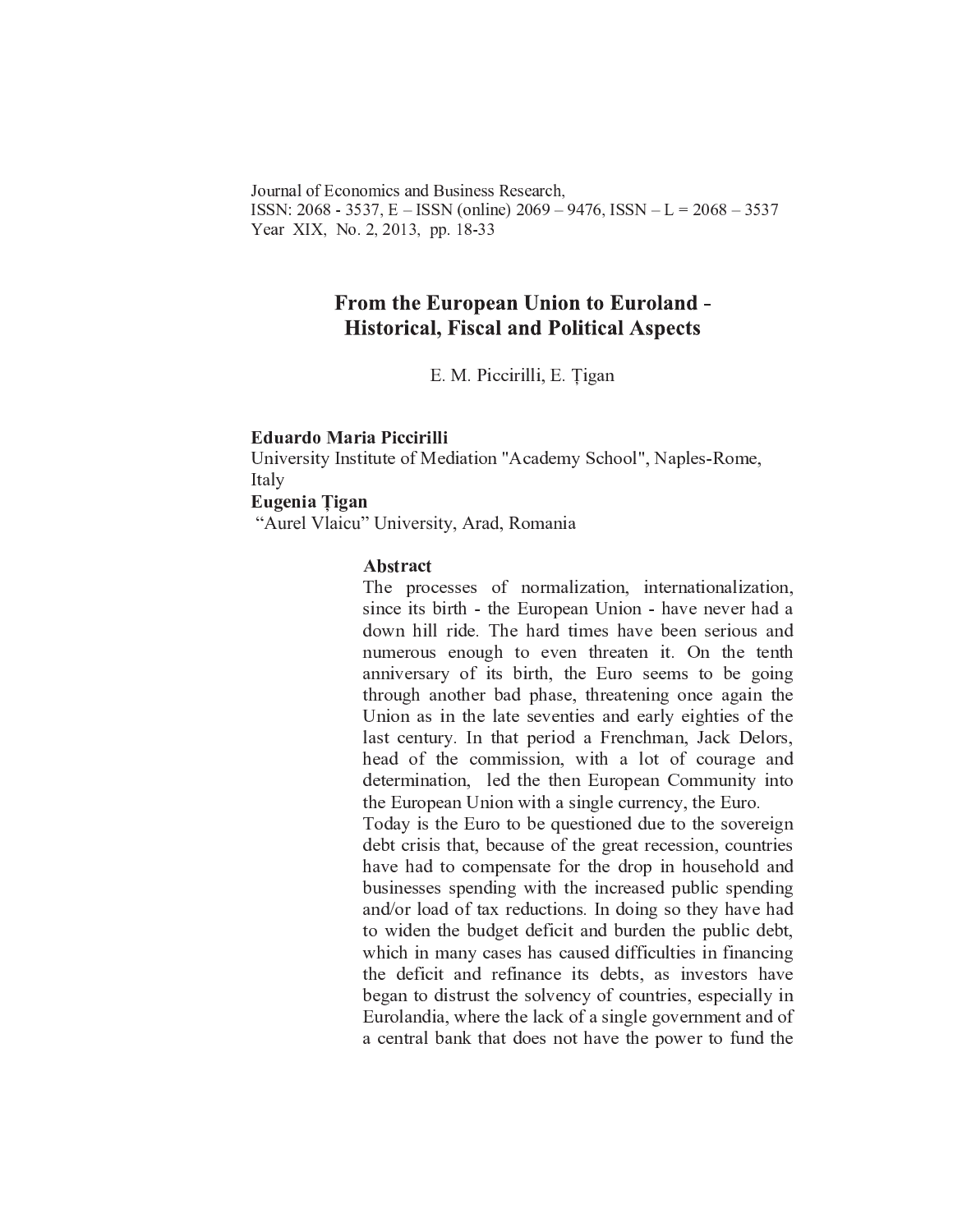Journal of Economics and Business Research,
ISSN: 2068 - 3537, E – ISSN (online) 2069 – 9476, ISSN – L = 2068 – 3537
Year XIX, No. 2, 2013, pp. 18-33

# From the European Union to Euroland - Historical, Fiscal and Political Aspects

E. M. Piccirilli, E. Țigan

**Eduardo Maria Piccirilli**
University Institute of Mediation "Academy School", Naples-Rome, Italy
**Eugenia Țigan**
"Aurel Vlaicu" University, Arad, Romania

**Abstract**

The processes of normalization, internationalization, since its birth - the European Union - have never had a down hill ride. The hard times have been serious and numerous enough to even threaten it. On the tenth anniversary of its birth, the Euro seems to be going through another bad phase, threatening once again the Union as in the late seventies and early eighties of the last century. In that period a Frenchman, Jack Delors, head of the commission, with a lot of courage and determination, led the then European Community into the European Union with a single currency, the Euro.

Today is the Euro to be questioned due to the sovereign debt crisis that, because of the great recession, countries have had to compensate for the drop in household and businesses spending with the increased public spending and/or load of tax reductions. In doing so they have had to widen the budget deficit and burden the public debt, which in many cases has caused difficulties in financing the deficit and refinance its debts, as investors have began to distrust the solvency of countries, especially in Eurolandia, where the lack of a single government and of a central bank that does not have the power to fund the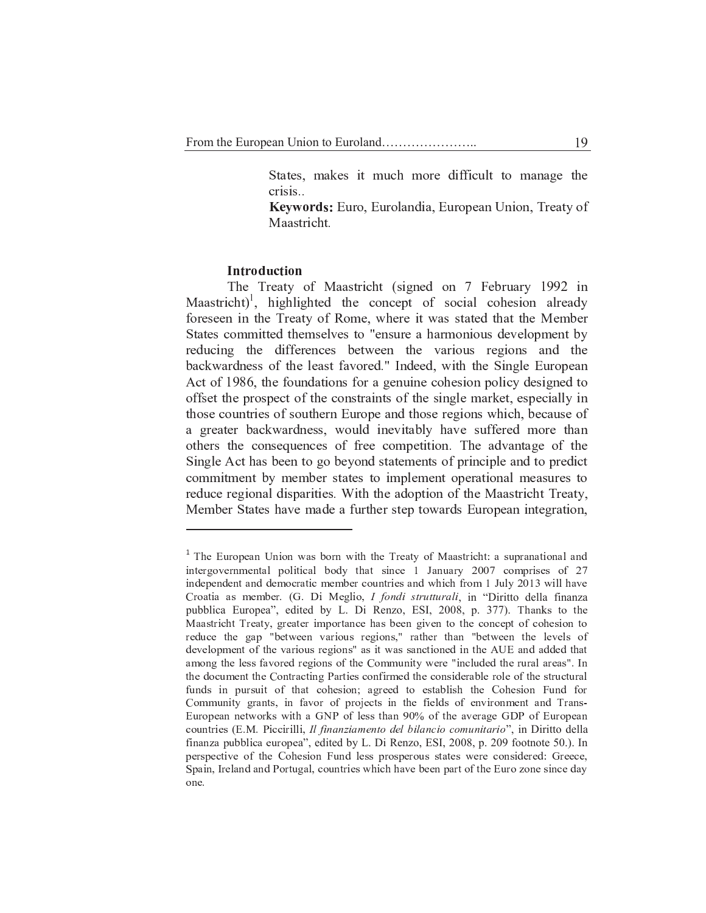States, makes it much more difficult to manage the crisis..

**Keywords:** Euro, Eurolandia, European Union, Treaty of Maastricht.

## Introduction

The Treaty of Maastricht (signed on 7 February 1992 in Maastricht)[1], highlighted the concept of social cohesion already foreseen in the Treaty of Rome, where it was stated that the Member States committed themselves to "ensure a harmonious development by reducing the differences between the various regions and the backwardness of the least favored." Indeed, with the Single European Act of 1986, the foundations for a genuine cohesion policy designed to offset the prospect of the constraints of the single market, especially in those countries of southern Europe and those regions which, because of a greater backwardness, would inevitably have suffered more than others the consequences of free competition. The advantage of the Single Act has been to go beyond statements of principle and to predict commitment by member states to implement operational measures to reduce regional disparities. With the adoption of the Maastricht Treaty, Member States have made a further step towards European integration,

---

[1] The European Union was born with the Treaty of Maastricht: a supranational and intergovernmental political body that since 1 January 2007 comprises of 27 independent and democratic member countries and which from 1 July 2013 will have Croatia as member. (G. Di Meglio, *I fondi strutturali*, in "Diritto della finanza pubblica Europea", edited by L. Di Renzo, ESI, 2008, p. 377). Thanks to the Maastricht Treaty, greater importance has been given to the concept of cohesion to reduce the gap "between various regions," rather than "between the levels of development of the various regions" as it was sanctioned in the AUE and added that among the less favored regions of the Community were "included the rural areas". In the document the Contracting Parties confirmed the considerable role of the structural funds in pursuit of that cohesion; agreed to establish the Cohesion Fund for Community grants, in favor of projects in the fields of environment and Trans-European networks with a GNP of less than 90% of the average GDP of European countries (E.M. Piccirilli, *Il finanziamento del bilancio comunitario*", in Diritto della finanza pubblica europea", edited by L. Di Renzo, ESI, 2008, p. 209 footnote 50.). In perspective of the Cohesion Fund less prosperous states were considered: Greece, Spain, Ireland and Portugal, countries which have been part of the Euro zone since day one.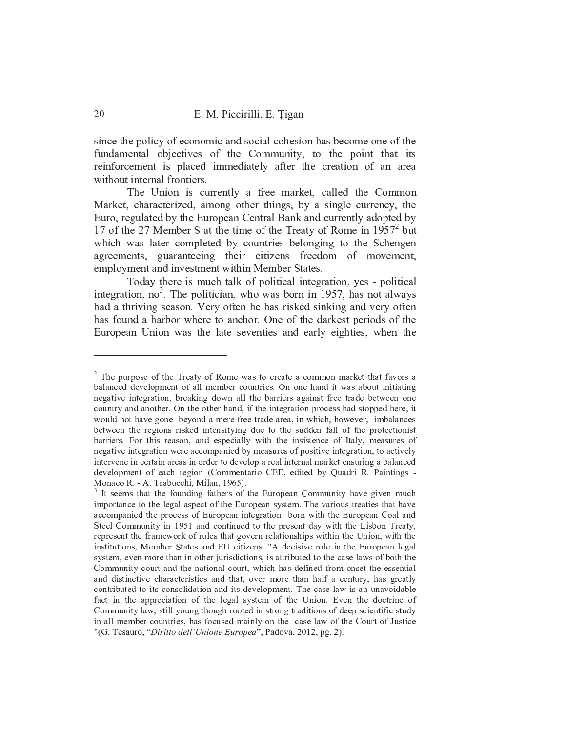since the policy of economic and social cohesion has become one of the fundamental objectives of the Community, to the point that its reinforcement is placed immediately after the creation of an area without internal frontiers.

The Union is currently a free market, called the Common Market, characterized, among other things, by a single currency, the Euro, regulated by the European Central Bank and currently adopted by 17 of the 27 Member S at the time of the Treaty of Rome in 1957[2] but which was later completed by countries belonging to the Schengen agreements, guaranteeing their citizens freedom of movement, employment and investment within Member States.

Today there is much talk of political integration, yes - political integration, no[3]. The politician, who was born in 1957, has not always had a thriving season. Very often he has risked sinking and very often has found a harbor where to anchor. One of the darkest periods of the European Union was the late seventies and early eighties, when the

---

[2] The purpose of the Treaty of Rome was to create a common market that favors a balanced development of all member countries. On one hand it was about initiating negative integration, breaking down all the barriers against free trade between one country and another. On the other hand, if the integration process had stopped here, it would not have gone beyond a mere free trade area, in which, however, imbalances between the regions risked intensifying due to the sudden fall of the protectionist barriers. For this reason, and especially with the insistence of Italy, measures of negative integration were accompanied by measures of positive integration, to actively intervene in certain areas in order to develop a real internal market ensuring a balanced development of each region (Commentario CEE, edited by Quadri R. Paintings - Monaco R. - A. Trabucchi, Milan, 1965).

[3] It seems that the founding fathers of the European Community have given much importance to the legal aspect of the European system. The various treaties that have accompanied the process of European integration born with the European Coal and Steel Community in 1951 and continued to the present day with the Lisbon Treaty, represent the framework of rules that govern relationships within the Union, with the institutions, Member States and EU citizens. "A decisive role in the European legal system, even more than in other jurisdictions, is attributed to the case laws of both the Community court and the national court, which has defined from onset the essential and distinctive characteristics and that, over more than half a century, has greatly contributed to its consolidation and its development. The case law is an unavoidable fact in the appreciation of the legal system of the Union. Even the doctrine of Community law, still young though rooted in strong traditions of deep scientific study in all member countries, has focused mainly on the case law of the Court of Justice "(G. Tesauro, "*Diritto dell'Unione Europea*", Padova, 2012, pg. 2).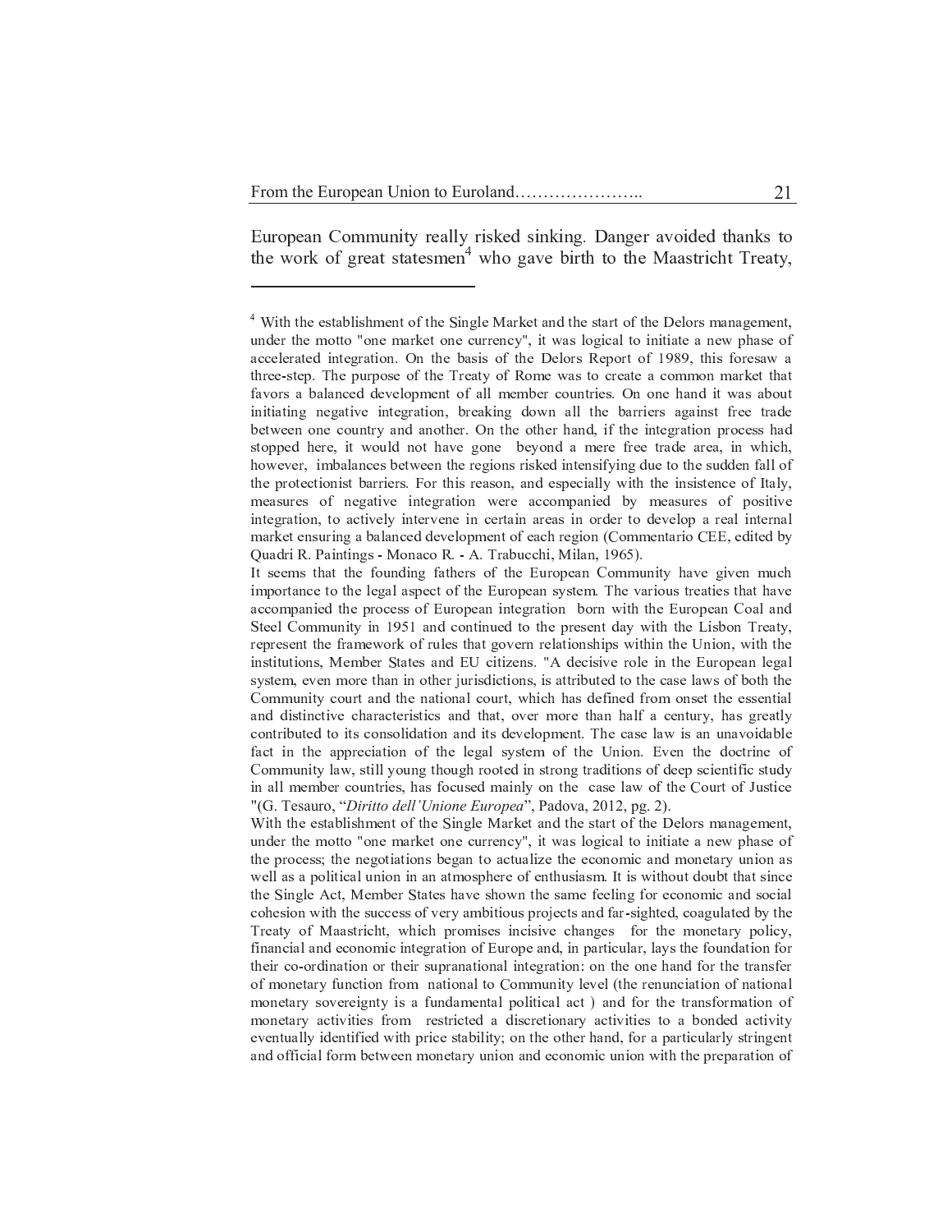European Community really risked sinking. Danger avoided thanks to the work of great statesmen[4] who gave birth to the Maastricht Treaty,

---

[4] With the establishment of the Single Market and the start of the Delors management, under the motto "one market one currency", it was logical to initiate a new phase of accelerated integration. On the basis of the Delors Report of 1989, this foresaw a three-step. The purpose of the Treaty of Rome was to create a common market that favors a balanced development of all member countries. On one hand it was about initiating negative integration, breaking down all the barriers against free trade between one country and another. On the other hand, if the integration process had stopped here, it would not have gone beyond a mere free trade area, in which, however, imbalances between the regions risked intensifying due to the sudden fall of the protectionist barriers. For this reason, and especially with the insistence of Italy, measures of negative integration were accompanied by measures of positive integration, to actively intervene in certain areas in order to develop a real internal market ensuring a balanced development of each region (Commentario CEE, edited by Quadri R. Paintings - Monaco R. - A. Trabucchi, Milan, 1965).

It seems that the founding fathers of the European Community have given much importance to the legal aspect of the European system. The various treaties that have accompanied the process of European integration born with the European Coal and Steel Community in 1951 and continued to the present day with the Lisbon Treaty, represent the framework of rules that govern relationships within the Union, with the institutions, Member States and EU citizens. "A decisive role in the European legal system, even more than in other jurisdictions, is attributed to the case laws of both the Community court and the national court, which has defined from onset the essential and distinctive characteristics and that, over more than half a century, has greatly contributed to its consolidation and its development. The case law is an unavoidable fact in the appreciation of the legal system of the Union. Even the doctrine of Community law, still young though rooted in strong traditions of deep scientific study in all member countries, has focused mainly on the case law of the Court of Justice "(G. Tesauro, "*Diritto dell'Unione Europea*", Padova, 2012, pg. 2).

With the establishment of the Single Market and the start of the Delors management, under the motto "one market one currency", it was logical to initiate a new phase of the process; the negotiations began to actualize the economic and monetary union as well as a political union in an atmosphere of enthusiasm. It is without doubt that since the Single Act, Member States have shown the same feeling for economic and social cohesion with the success of very ambitious projects and far-sighted, coagulated by the Treaty of Maastricht, which promises incisive changes for the monetary policy, financial and economic integration of Europe and, in particular, lays the foundation for their co-ordination or their supranational integration: on the one hand for the transfer of monetary function from national to Community level (the renunciation of national monetary sovereignty is a fundamental political act ) and for the transformation of monetary activities from restricted a discretionary activities to a bonded activity eventually identified with price stability; on the other hand, for a particularly stringent and official form between monetary union and economic union with the preparation of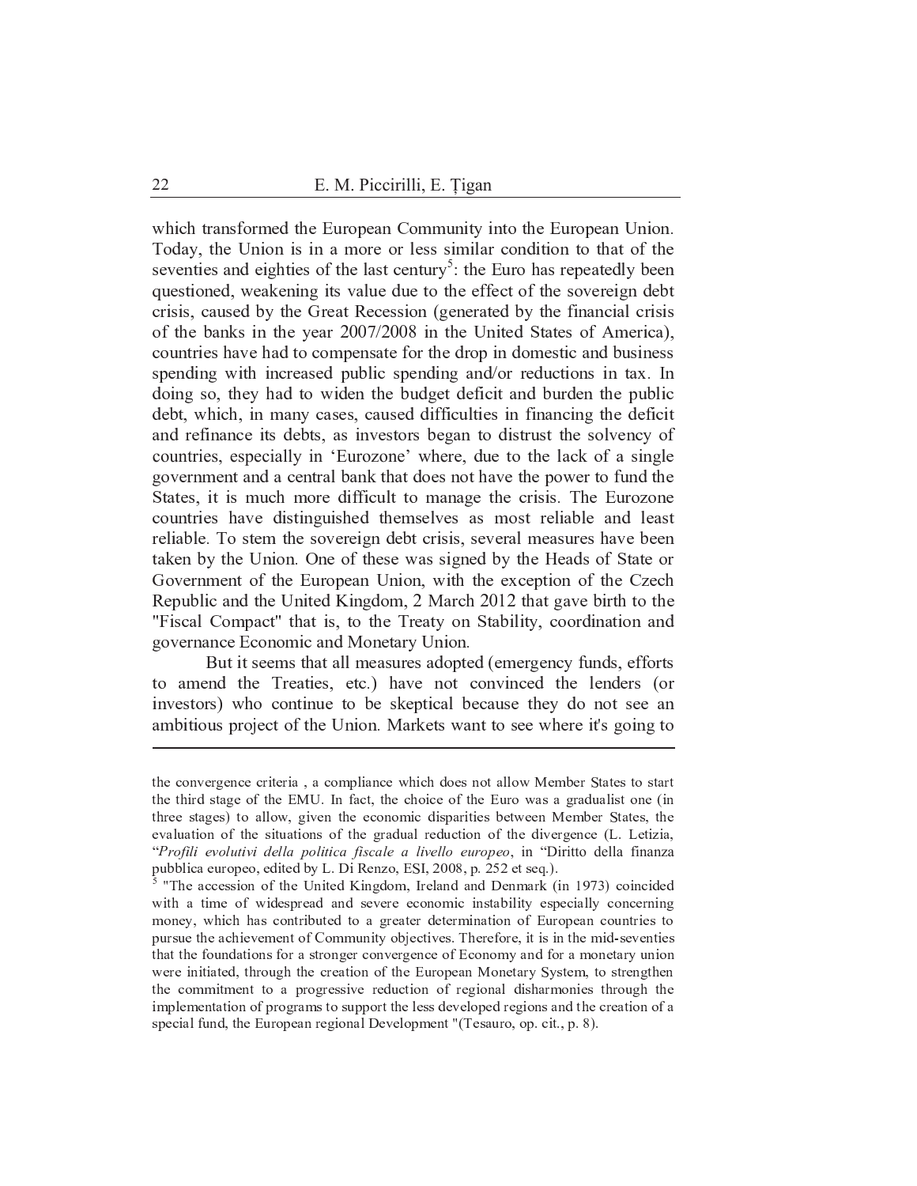which transformed the European Community into the European Union. Today, the Union is in a more or less similar condition to that of the seventies and eighties of the last century[5]: the Euro has repeatedly been questioned, weakening its value due to the effect of the sovereign debt crisis, caused by the Great Recession (generated by the financial crisis of the banks in the year 2007/2008 in the United States of America), countries have had to compensate for the drop in domestic and business spending with increased public spending and/or reductions in tax. In doing so, they had to widen the budget deficit and burden the public debt, which, in many cases, caused difficulties in financing the deficit and refinance its debts, as investors began to distrust the solvency of countries, especially in 'Eurozone' where, due to the lack of a single government and a central bank that does not have the power to fund the States, it is much more difficult to manage the crisis. The Eurozone countries have distinguished themselves as most reliable and least reliable. To stem the sovereign debt crisis, several measures have been taken by the Union. One of these was signed by the Heads of State or Government of the European Union, with the exception of the Czech Republic and the United Kingdom, 2 March 2012 that gave birth to the "Fiscal Compact" that is, to the Treaty on Stability, coordination and governance Economic and Monetary Union.

But it seems that all measures adopted (emergency funds, efforts to amend the Treaties, etc.) have not convinced the lenders (or investors) who continue to be skeptical because they do not see an ambitious project of the Union. Markets want to see where it's going to

---

the convergence criteria , a compliance which does not allow Member States to start the third stage of the EMU. In fact, the choice of the Euro was a gradualist one (in three stages) to allow, given the economic disparities between Member States, the evaluation of the situations of the gradual reduction of the divergence (L. Letizia, "*Profili evolutivi della politica fiscale a livello europeo*, in "Diritto della finanza pubblica europeo, edited by L. Di Renzo, ESI, 2008, p. 252 et seq.).

[5] "The accession of the United Kingdom, Ireland and Denmark (in 1973) coincided with a time of widespread and severe economic instability especially concerning money, which has contributed to a greater determination of European countries to pursue the achievement of Community objectives. Therefore, it is in the mid-seventies that the foundations for a stronger convergence of Economy and for a monetary union were initiated, through the creation of the European Monetary System, to strengthen the commitment to a progressive reduction of regional disharmonies through the implementation of programs to support the less developed regions and the creation of a special fund, the European regional Development "(Tesauro, op. cit., p. 8).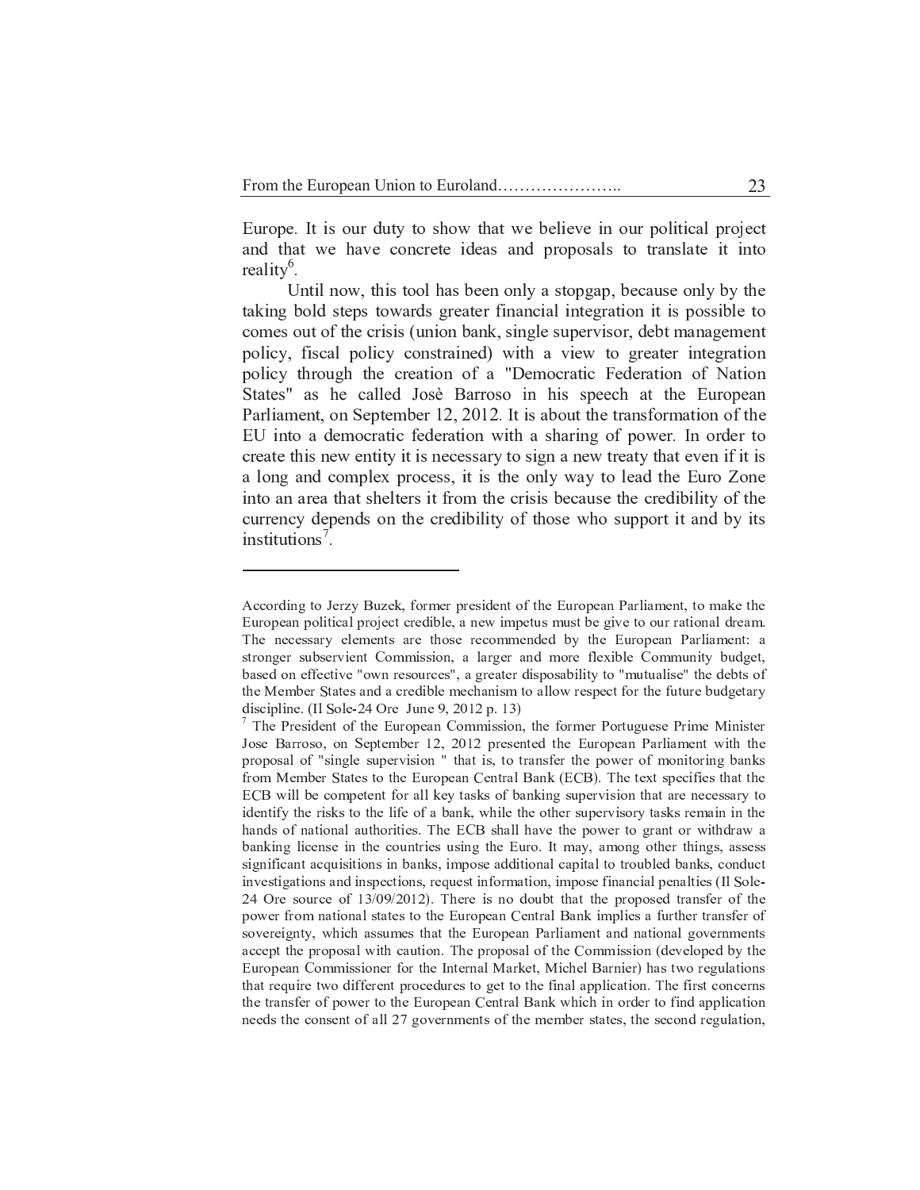Europe. It is our duty to show that we believe in our political project and that we have concrete ideas and proposals to translate it into reality[6].

Until now, this tool has been only a stopgap, because only by the taking bold steps towards greater financial integration it is possible to comes out of the crisis (union bank, single supervisor, debt management policy, fiscal policy constrained) with a view to greater integration policy through the creation of a "Democratic Federation of Nation States" as he called Josè Barroso in his speech at the European Parliament, on September 12, 2012. It is about the transformation of the EU into a democratic federation with a sharing of power. In order to create this new entity it is necessary to sign a new treaty that even if it is a long and complex process, it is the only way to lead the Euro Zone into an area that shelters it from the crisis because the credibility of the currency depends on the credibility of those who support it and by its institutions[7].

---

According to Jerzy Buzek, former president of the European Parliament, to make the European political project credible, a new impetus must be give to our rational dream. The necessary elements are those recommended by the European Parliament: a stronger subservient Commission, a larger and more flexible Community budget, based on effective "own resources", a greater disposability to "mutualise" the debts of the Member States and a credible mechanism to allow respect for the future budgetary discipline. (Il Sole-24 Ore June 9, 2012 p. 13)

[7] The President of the European Commission, the former Portuguese Prime Minister Jose Barroso, on September 12, 2012 presented the European Parliament with the proposal of "single supervision " that is, to transfer the power of monitoring banks from Member States to the European Central Bank (ECB). The text specifies that the ECB will be competent for all key tasks of banking supervision that are necessary to identify the risks to the life of a bank, while the other supervisory tasks remain in the hands of national authorities. The ECB shall have the power to grant or withdraw a banking license in the countries using the Euro. It may, among other things, assess significant acquisitions in banks, impose additional capital to troubled banks, conduct investigations and inspections, request information, impose financial penalties (Il Sole-24 Ore source of 13/09/2012). There is no doubt that the proposed transfer of the power from national states to the European Central Bank implies a further transfer of sovereignty, which assumes that the European Parliament and national governments accept the proposal with caution. The proposal of the Commission (developed by the European Commissioner for the Internal Market, Michel Barnier) has two regulations that require two different procedures to get to the final application. The first concerns the transfer of power to the European Central Bank which in order to find application needs the consent of all 27 governments of the member states, the second regulation,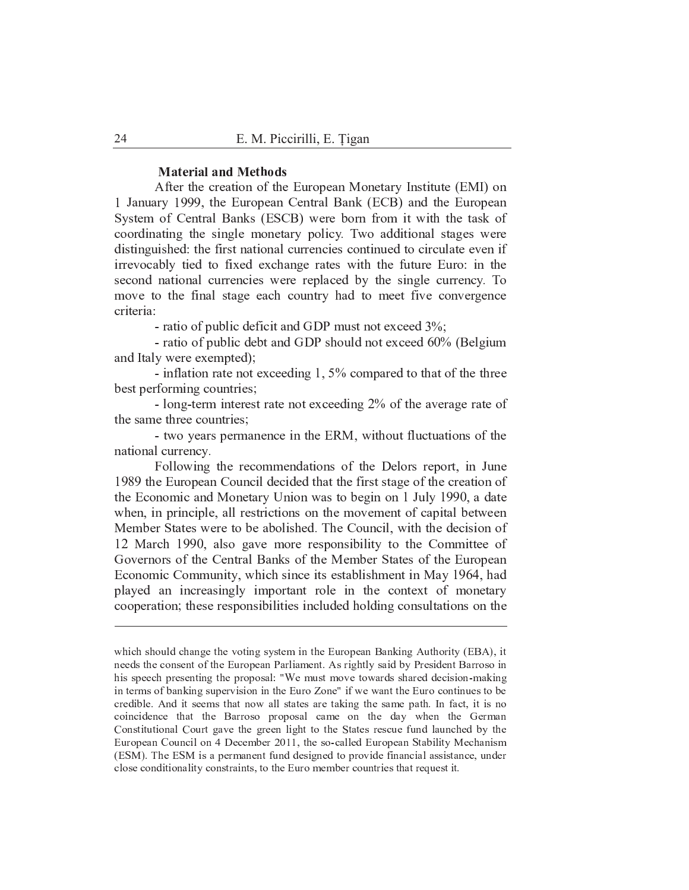### Material and Methods

After the creation of the European Monetary Institute (EMI) on 1 January 1999, the European Central Bank (ECB) and the European System of Central Banks (ESCB) were born from it with the task of coordinating the single monetary policy. Two additional stages were distinguished: the first national currencies continued to circulate even if irrevocably tied to fixed exchange rates with the future Euro: in the second national currencies were replaced by the single currency. To move to the final stage each country had to meet five convergence criteria:

- ratio of public deficit and GDP must not exceed 3%;
- ratio of public debt and GDP should not exceed 60% (Belgium and Italy were exempted);
- inflation rate not exceeding 1, 5% compared to that of the three best performing countries;
- long-term interest rate not exceeding 2% of the average rate of the same three countries;
- two years permanence in the ERM, without fluctuations of the national currency.

Following the recommendations of the Delors report, in June 1989 the European Council decided that the first stage of the creation of the Economic and Monetary Union was to begin on 1 July 1990, a date when, in principle, all restrictions on the movement of capital between Member States were to be abolished. The Council, with the decision of 12 March 1990, also gave more responsibility to the Committee of Governors of the Central Banks of the Member States of the European Economic Community, which since its establishment in May 1964, had played an increasingly important role in the context of monetary cooperation; these responsibilities included holding consultations on the

---

which should change the voting system in the European Banking Authority (EBA), it needs the consent of the European Parliament. As rightly said by President Barroso in his speech presenting the proposal: "We must move towards shared decision-making in terms of banking supervision in the Euro Zone" if we want the Euro continues to be credible. And it seems that now all states are taking the same path. In fact, it is no coincidence that the Barroso proposal came on the day when the German Constitutional Court gave the green light to the States rescue fund launched by the European Council on 4 December 2011, the so-called European Stability Mechanism (ESM). The ESM is a permanent fund designed to provide financial assistance, under close conditionality constraints, to the Euro member countries that request it.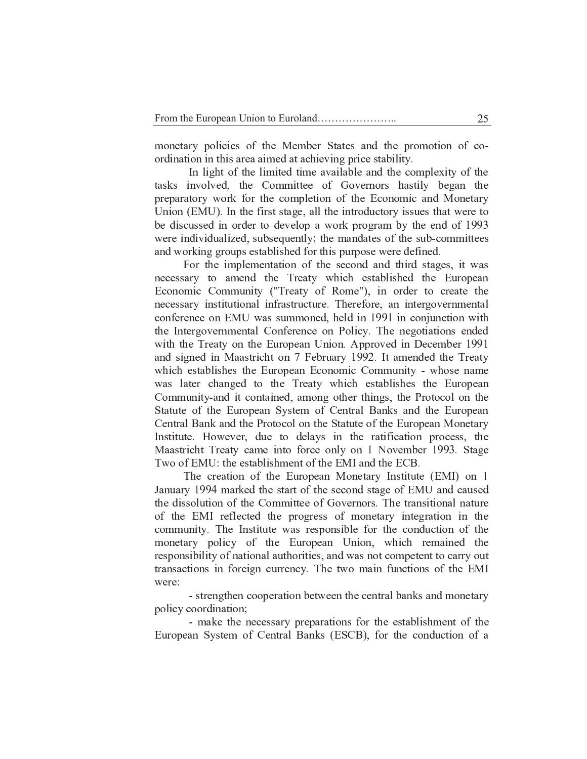monetary policies of the Member States and the promotion of co-ordination in this area aimed at achieving price stability.

In light of the limited time available and the complexity of the tasks involved, the Committee of Governors hastily began the preparatory work for the completion of the Economic and Monetary Union (EMU). In the first stage, all the introductory issues that were to be discussed in order to develop a work program by the end of 1993 were individualized, subsequently; the mandates of the sub-committees and working groups established for this purpose were defined.

For the implementation of the second and third stages, it was necessary to amend the Treaty which established the European Economic Community ("Treaty of Rome"), in order to create the necessary institutional infrastructure. Therefore, an intergovernmental conference on EMU was summoned, held in 1991 in conjunction with the Intergovernmental Conference on Policy. The negotiations ended with the Treaty on the European Union. Approved in December 1991 and signed in Maastricht on 7 February 1992. It amended the Treaty which establishes the European Economic Community - whose name was later changed to the Treaty which establishes the European Community-and it contained, among other things, the Protocol on the Statute of the European System of Central Banks and the European Central Bank and the Protocol on the Statute of the European Monetary Institute. However, due to delays in the ratification process, the Maastricht Treaty came into force only on 1 November 1993. Stage Two of EMU: the establishment of the EMI and the ECB.

The creation of the European Monetary Institute (EMI) on 1 January 1994 marked the start of the second stage of EMU and caused the dissolution of the Committee of Governors. The transitional nature of the EMI reflected the progress of monetary integration in the community. The Institute was responsible for the conduction of the monetary policy of the European Union, which remained the responsibility of national authorities, and was not competent to carry out transactions in foreign currency. The two main functions of the EMI were:

- strengthen cooperation between the central banks and monetary policy coordination;
- make the necessary preparations for the establishment of the European System of Central Banks (ESCB), for the conduction of a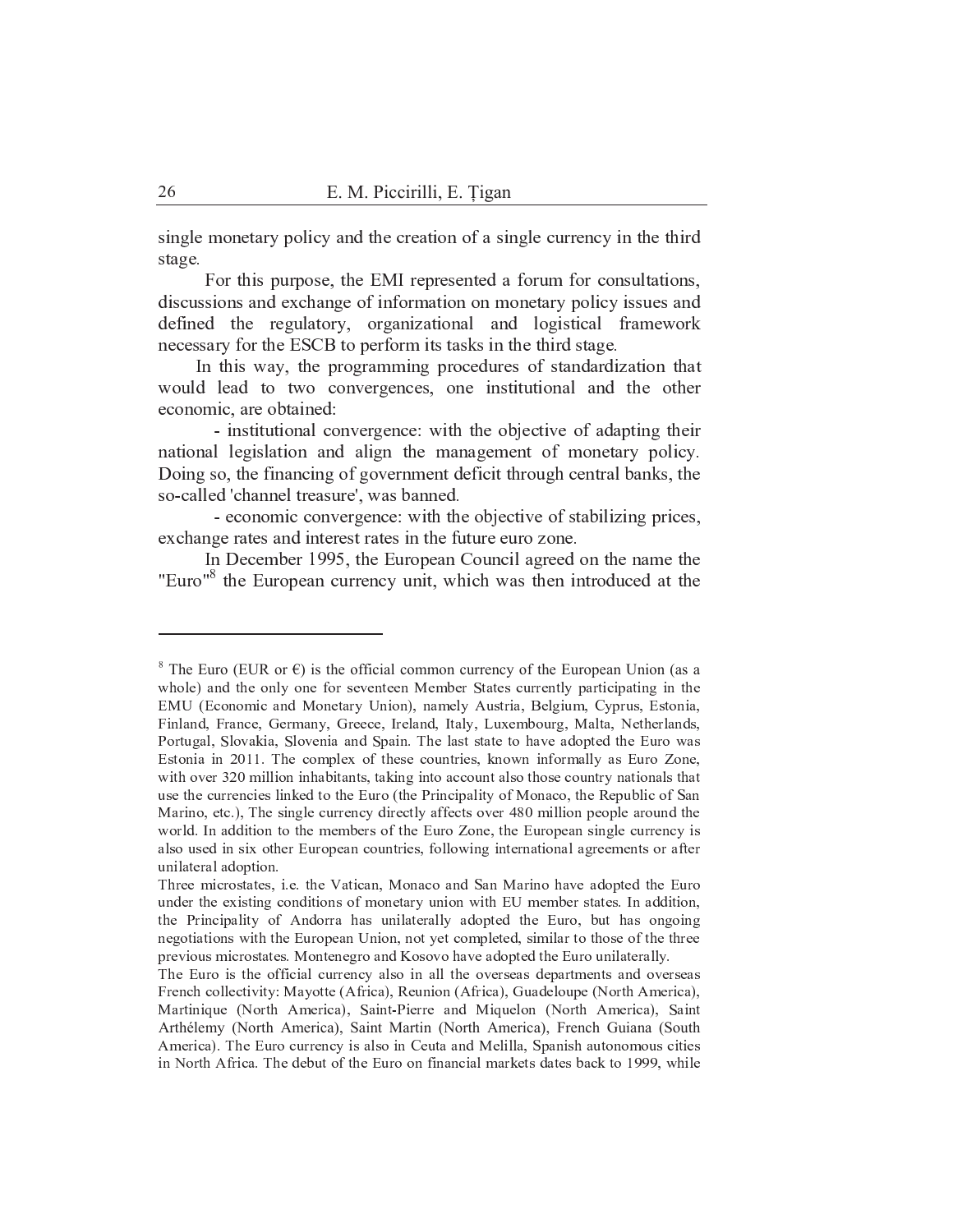single monetary policy and the creation of a single currency in the third stage.

For this purpose, the EMI represented a forum for consultations, discussions and exchange of information on monetary policy issues and defined the regulatory, organizational and logistical framework necessary for the ESCB to perform its tasks in the third stage.

In this way, the programming procedures of standardization that would lead to two convergences, one institutional and the other economic, are obtained:

- institutional convergence: with the objective of adapting their national legislation and align the management of monetary policy. Doing so, the financing of government deficit through central banks, the so-called 'channel treasure', was banned.
- economic convergence: with the objective of stabilizing prices, exchange rates and interest rates in the future euro zone.

In December 1995, the European Council agreed on the name the "Euro"[8] the European currency unit, which was then introduced at the

---

[8] The Euro (EUR or €) is the official common currency of the European Union (as a whole) and the only one for seventeen Member States currently participating in the EMU (Economic and Monetary Union), namely Austria, Belgium, Cyprus, Estonia, Finland, France, Germany, Greece, Ireland, Italy, Luxembourg, Malta, Netherlands, Portugal, Slovakia, Slovenia and Spain. The last state to have adopted the Euro was Estonia in 2011. The complex of these countries, known informally as Euro Zone, with over 320 million inhabitants, taking into account also those country nationals that use the currencies linked to the Euro (the Principality of Monaco, the Republic of San Marino, etc.), The single currency directly affects over 480 million people around the world. In addition to the members of the Euro Zone, the European single currency is also used in six other European countries, following international agreements or after unilateral adoption.

Three microstates, i.e. the Vatican, Monaco and San Marino have adopted the Euro under the existing conditions of monetary union with EU member states. In addition, the Principality of Andorra has unilaterally adopted the Euro, but has ongoing negotiations with the European Union, not yet completed, similar to those of the three previous microstates. Montenegro and Kosovo have adopted the Euro unilaterally.

The Euro is the official currency also in all the overseas departments and overseas French collectivity: Mayotte (Africa), Reunion (Africa), Guadeloupe (North America), Martinique (North America), Saint-Pierre and Miquelon (North America), Saint Arthélemy (North America), Saint Martin (North America), French Guiana (South America). The Euro currency is also in Ceuta and Melilla, Spanish autonomous cities in North Africa. The debut of the Euro on financial markets dates back to 1999, while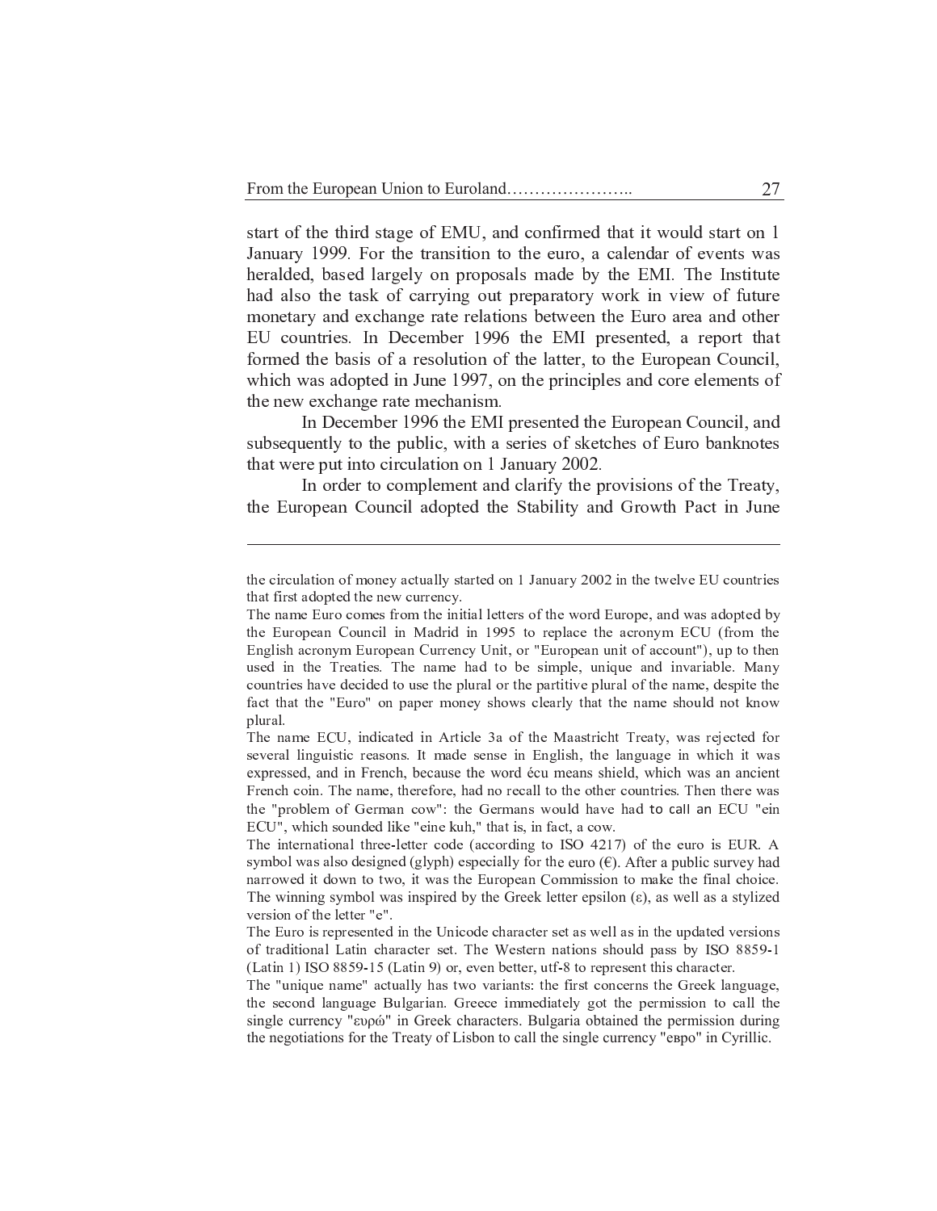start of the third stage of EMU, and confirmed that it would start on 1 January 1999. For the transition to the euro, a calendar of events was heralded, based largely on proposals made by the EMI. The Institute had also the task of carrying out preparatory work in view of future monetary and exchange rate relations between the Euro area and other EU countries. In December 1996 the EMI presented, a report that formed the basis of a resolution of the latter, to the European Council, which was adopted in June 1997, on the principles and core elements of the new exchange rate mechanism.

In December 1996 the EMI presented the European Council, and subsequently to the public, with a series of sketches of Euro banknotes that were put into circulation on 1 January 2002.

In order to complement and clarify the provisions of the Treaty, the European Council adopted the Stability and Growth Pact in June

---

the circulation of money actually started on 1 January 2002 in the twelve EU countries that first adopted the new currency.

The name Euro comes from the initial letters of the word Europe, and was adopted by the European Council in Madrid in 1995 to replace the acronym ECU (from the English acronym European Currency Unit, or "European unit of account"), up to then used in the Treaties. The name had to be simple, unique and invariable. Many countries have decided to use the plural or the partitive plural of the name, despite the fact that the "Euro" on paper money shows clearly that the name should not know plural.

The name ECU, indicated in Article 3a of the Maastricht Treaty, was rejected for several linguistic reasons. It made sense in English, the language in which it was expressed, and in French, because the word écu means shield, which was an ancient French coin. The name, therefore, had no recall to the other countries. Then there was the "problem of German cow": the Germans would have had to call an ECU "ein ECU", which sounded like "eine kuh," that is, in fact, a cow.

The international three-letter code (according to ISO 4217) of the euro is EUR. A symbol was also designed (glyph) especially for the euro (€). After a public survey had narrowed it down to two, it was the European Commission to make the final choice. The winning symbol was inspired by the Greek letter epsilon (ε), as well as a stylized version of the letter "e".

The Euro is represented in the Unicode character set as well as in the updated versions of traditional Latin character set. The Western nations should pass by ISO 8859-1 (Latin 1) ISO 8859-15 (Latin 9) or, even better, utf-8 to represent this character.

The "unique name" actually has two variants: the first concerns the Greek language, the second language Bulgarian. Greece immediately got the permission to call the single currency "ευρώ" in Greek characters. Bulgaria obtained the permission during the negotiations for the Treaty of Lisbon to call the single currency "евро" in Cyrillic.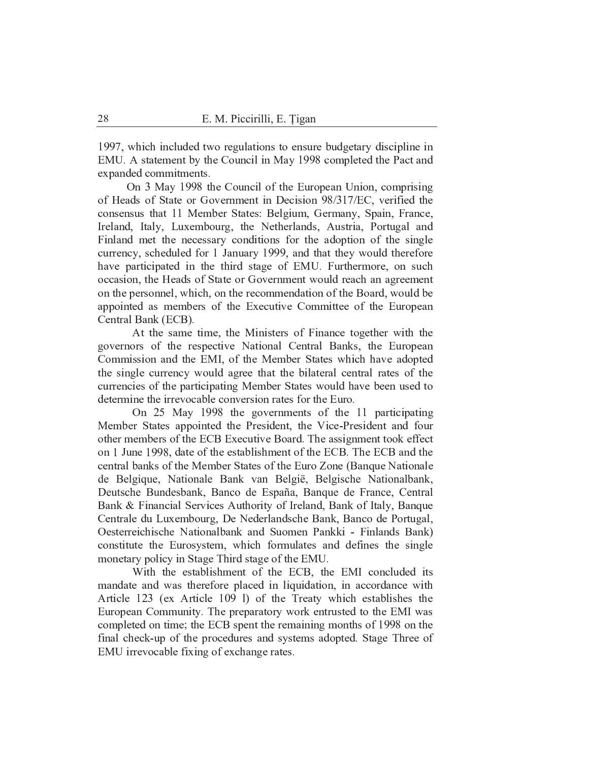1997, which included two regulations to ensure budgetary discipline in EMU. A statement by the Council in May 1998 completed the Pact and expanded commitments.

On 3 May 1998 the Council of the European Union, comprising of Heads of State or Government in Decision 98/317/EC, verified the consensus that 11 Member States: Belgium, Germany, Spain, France, Ireland, Italy, Luxembourg, the Netherlands, Austria, Portugal and Finland met the necessary conditions for the adoption of the single currency, scheduled for 1 January 1999, and that they would therefore have participated in the third stage of EMU. Furthermore, on such occasion, the Heads of State or Government would reach an agreement on the personnel, which, on the recommendation of the Board, would be appointed as members of the Executive Committee of the European Central Bank (ECB).

At the same time, the Ministers of Finance together with the governors of the respective National Central Banks, the European Commission and the EMI, of the Member States which have adopted the single currency would agree that the bilateral central rates of the currencies of the participating Member States would have been used to determine the irrevocable conversion rates for the Euro.

On 25 May 1998 the governments of the 11 participating Member States appointed the President, the Vice-President and four other members of the ECB Executive Board. The assignment took effect on 1 June 1998, date of the establishment of the ECB. The ECB and the central banks of the Member States of the Euro Zone (Banque Nationale de Belgique, Nationale Bank van België, Belgische Nationalbank, Deutsche Bundesbank, Banco de España, Banque de France, Central Bank & Financial Services Authority of Ireland, Bank of Italy, Banque Centrale du Luxembourg, De Nederlandsche Bank, Banco de Portugal, Oesterreichische Nationalbank and Suomen Pankki - Finlands Bank) constitute the Eurosystem, which formulates and defines the single monetary policy in Stage Third stage of the EMU.

With the establishment of the ECB, the EMI concluded its mandate and was therefore placed in liquidation, in accordance with Article 123 (ex Article 109 l) of the Treaty which establishes the European Community. The preparatory work entrusted to the EMI was completed on time; the ECB spent the remaining months of 1998 on the final check-up of the procedures and systems adopted. Stage Three of EMU irrevocable fixing of exchange rates.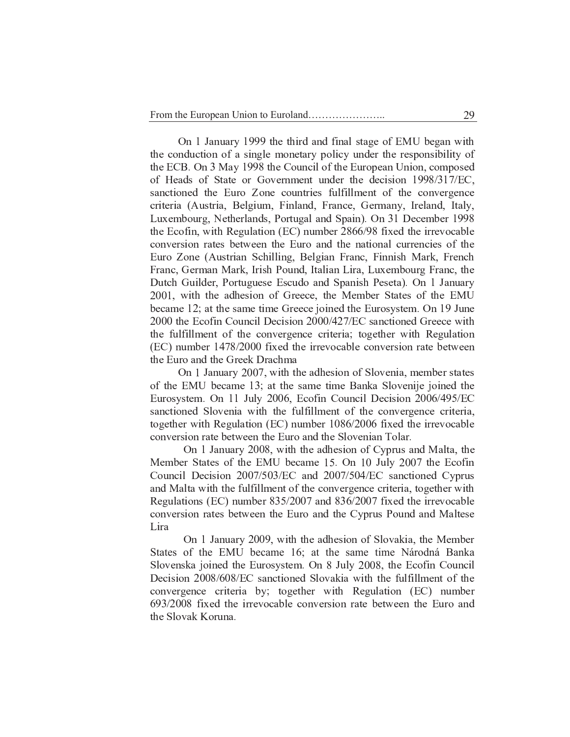On 1 January 1999 the third and final stage of EMU began with the conduction of a single monetary policy under the responsibility of the ECB. On 3 May 1998 the Council of the European Union, composed of Heads of State or Government under the decision 1998/317/EC, sanctioned the Euro Zone countries fulfillment of the convergence criteria (Austria, Belgium, Finland, France, Germany, Ireland, Italy, Luxembourg, Netherlands, Portugal and Spain). On 31 December 1998 the Ecofin, with Regulation (EC) number 2866/98 fixed the irrevocable conversion rates between the Euro and the national currencies of the Euro Zone (Austrian Schilling, Belgian Franc, Finnish Mark, French Franc, German Mark, Irish Pound, Italian Lira, Luxembourg Franc, the Dutch Guilder, Portuguese Escudo and Spanish Peseta). On 1 January 2001, with the adhesion of Greece, the Member States of the EMU became 12; at the same time Greece joined the Eurosystem. On 19 June 2000 the Ecofin Council Decision 2000/427/EC sanctioned Greece with the fulfillment of the convergence criteria; together with Regulation (EC) number 1478/2000 fixed the irrevocable conversion rate between the Euro and the Greek Drachma

On 1 January 2007, with the adhesion of Slovenia, member states of the EMU became 13; at the same time Banka Slovenije joined the Eurosystem. On 11 July 2006, Ecofin Council Decision 2006/495/EC sanctioned Slovenia with the fulfillment of the convergence criteria, together with Regulation (EC) number 1086/2006 fixed the irrevocable conversion rate between the Euro and the Slovenian Tolar.

On 1 January 2008, with the adhesion of Cyprus and Malta, the Member States of the EMU became 15. On 10 July 2007 the Ecofin Council Decision 2007/503/EC and 2007/504/EC sanctioned Cyprus and Malta with the fulfillment of the convergence criteria, together with Regulations (EC) number 835/2007 and 836/2007 fixed the irrevocable conversion rates between the Euro and the Cyprus Pound and Maltese Lira

On 1 January 2009, with the adhesion of Slovakia, the Member States of the EMU became 16; at the same time Národná Banka Slovenska joined the Eurosystem. On 8 July 2008, the Ecofin Council Decision 2008/608/EC sanctioned Slovakia with the fulfillment of the convergence criteria by; together with Regulation (EC) number 693/2008 fixed the irrevocable conversion rate between the Euro and the Slovak Koruna.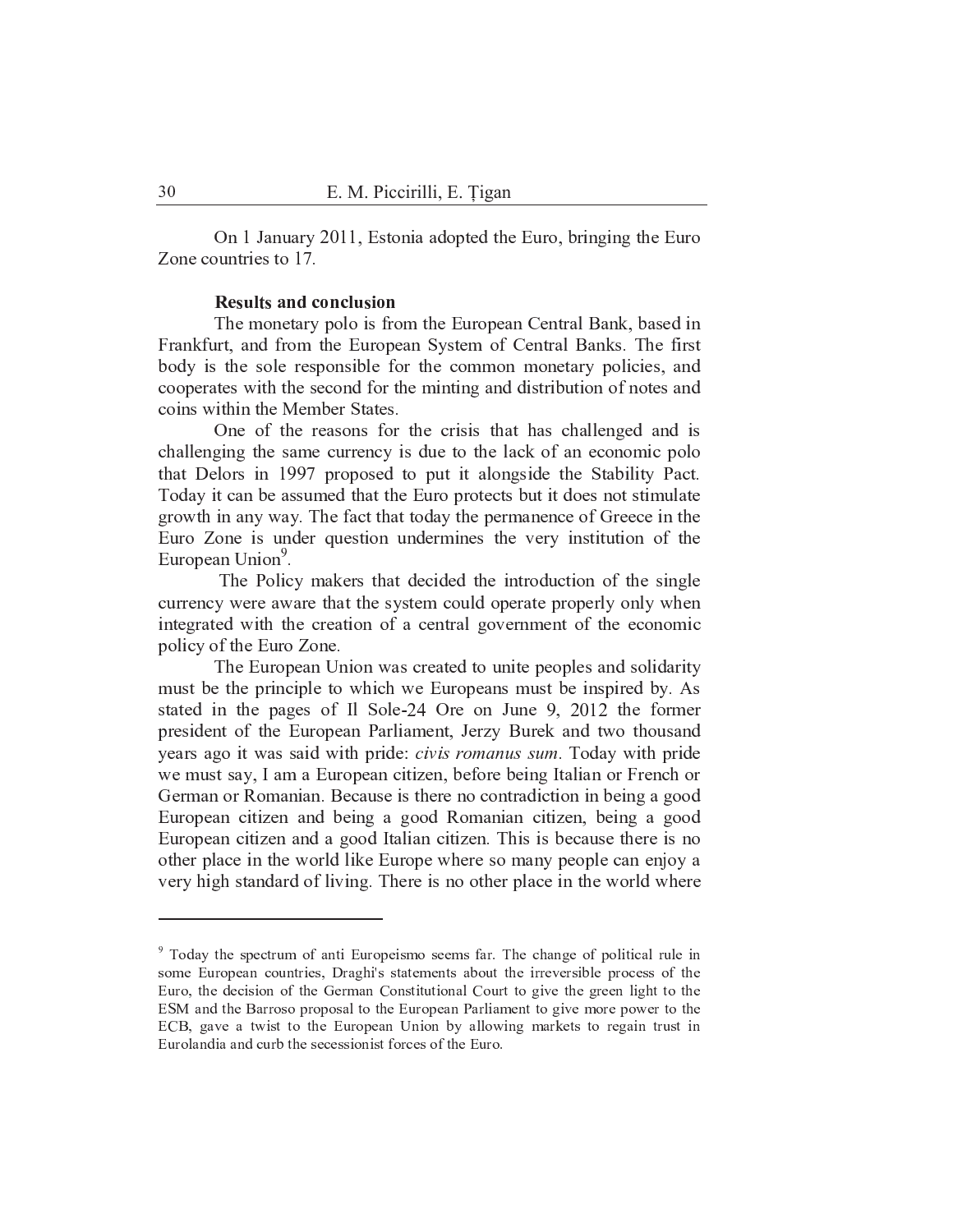On 1 January 2011, Estonia adopted the Euro, bringing the Euro Zone countries to 17.

**Results and conclusion**

The monetary polo is from the European Central Bank, based in Frankfurt, and from the European System of Central Banks. The first body is the sole responsible for the common monetary policies, and cooperates with the second for the minting and distribution of notes and coins within the Member States.

One of the reasons for the crisis that has challenged and is challenging the same currency is due to the lack of an economic polo that Delors in 1997 proposed to put it alongside the Stability Pact. Today it can be assumed that the Euro protects but it does not stimulate growth in any way. The fact that today the permanence of Greece in the Euro Zone is under question undermines the very institution of the European Union[9].

The Policy makers that decided the introduction of the single currency were aware that the system could operate properly only when integrated with the creation of a central government of the economic policy of the Euro Zone.

The European Union was created to unite peoples and solidarity must be the principle to which we Europeans must be inspired by. As stated in the pages of Il Sole-24 Ore on June 9, 2012 the former president of the European Parliament, Jerzy Burek and two thousand years ago it was said with pride: *civis romanus sum*. Today with pride we must say, I am a European citizen, before being Italian or French or German or Romanian. Because is there no contradiction in being a good European citizen and being a good Romanian citizen, being a good European citizen and a good Italian citizen. This is because there is no other place in the world like Europe where so many people can enjoy a very high standard of living. There is no other place in the world where

---

[9] Today the spectrum of anti Europeismo seems far. The change of political rule in some European countries, Draghi's statements about the irreversible process of the Euro, the decision of the German Constitutional Court to give the green light to the ESM and the Barroso proposal to the European Parliament to give more power to the ECB, gave a twist to the European Union by allowing markets to regain trust in Eurolandia and curb the secessionist forces of the Euro.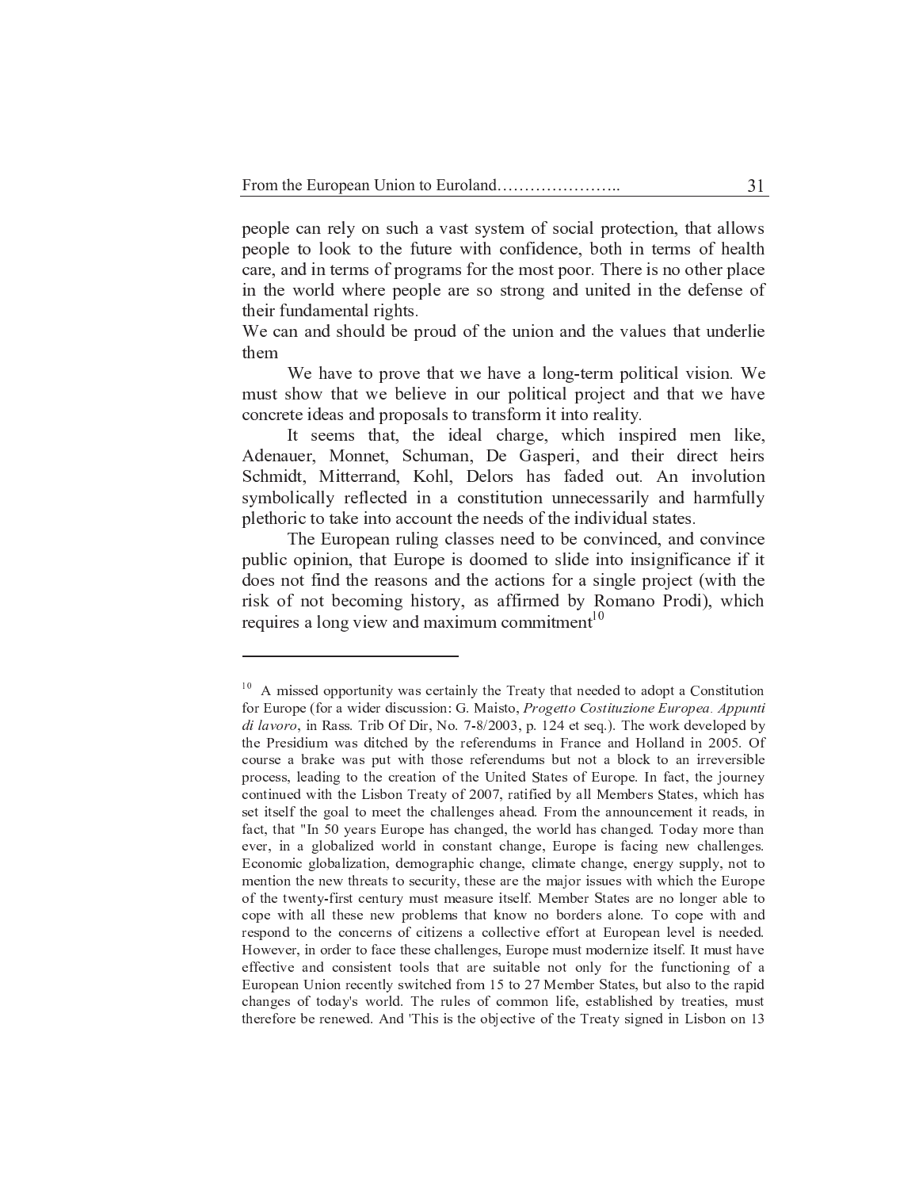people can rely on such a vast system of social protection, that allows people to look to the future with confidence, both in terms of health care, and in terms of programs for the most poor. There is no other place in the world where people are so strong and united in the defense of their fundamental rights.

We can and should be proud of the union and the values that underlie them

We have to prove that we have a long-term political vision. We must show that we believe in our political project and that we have concrete ideas and proposals to transform it into reality.

It seems that, the ideal charge, which inspired men like, Adenauer, Monnet, Schuman, De Gasperi, and their direct heirs Schmidt, Mitterrand, Kohl, Delors has faded out. An involution symbolically reflected in a constitution unnecessarily and harmfully plethoric to take into account the needs of the individual states.

The European ruling classes need to be convinced, and convince public opinion, that Europe is doomed to slide into insignificance if it does not find the reasons and the actions for a single project (with the risk of not becoming history, as affirmed by Romano Prodi), which requires a long view and maximum commitment[10]

---

[10] A missed opportunity was certainly the Treaty that needed to adopt a Constitution for Europe (for a wider discussion: G. Maisto, *Progetto Costituzione Europea. Appunti di lavoro*, in Rass. Trib Of Dir, No. 7-8/2003, p. 124 et seq.). The work developed by the Presidium was ditched by the referendums in France and Holland in 2005. Of course a brake was put with those referendums but not a block to an irreversible process, leading to the creation of the United States of Europe. In fact, the journey continued with the Lisbon Treaty of 2007, ratified by all Members States, which has set itself the goal to meet the challenges ahead. From the announcement it reads, in fact, that "In 50 years Europe has changed, the world has changed. Today more than ever, in a globalized world in constant change, Europe is facing new challenges. Economic globalization, demographic change, climate change, energy supply, not to mention the new threats to security, these are the major issues with which the Europe of the twenty-first century must measure itself. Member States are no longer able to cope with all these new problems that know no borders alone. To cope with and respond to the concerns of citizens a collective effort at European level is needed. However, in order to face these challenges, Europe must modernize itself. It must have effective and consistent tools that are suitable not only for the functioning of a European Union recently switched from 15 to 27 Member States, but also to the rapid changes of today's world. The rules of common life, established by treaties, must therefore be renewed. And 'This is the objective of the Treaty signed in Lisbon on 13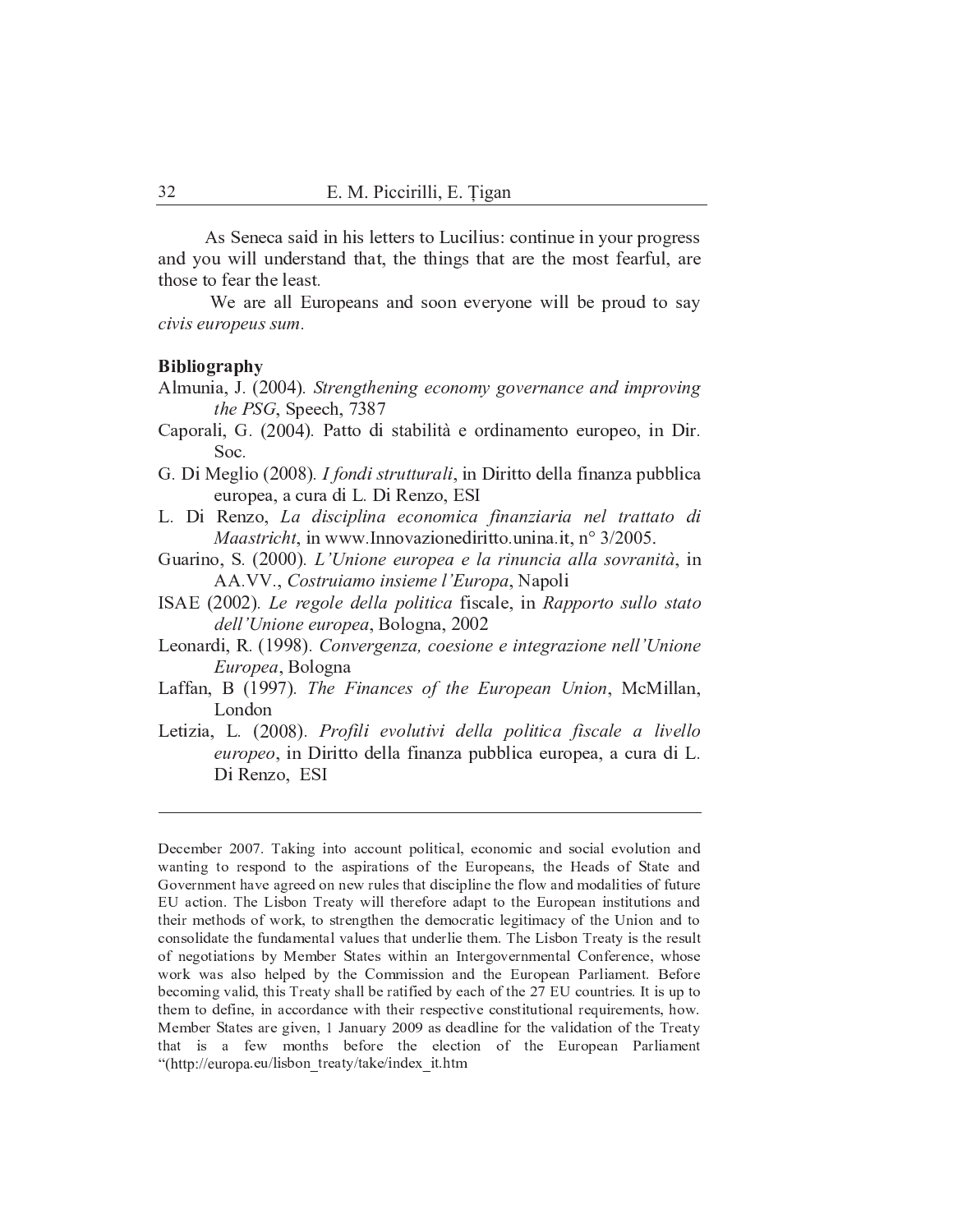As Seneca said in his letters to Lucilius: continue in your progress and you will understand that, the things that are the most fearful, are those to fear the least.

We are all Europeans and soon everyone will be proud to say *civis europeus sum*.

**Bibliography**

Almunia, J. (2004). *Strengthening economy governance and improving the PSG*, Speech, 7387

Caporali, G. (2004). Patto di stabilità e ordinamento europeo, in Dir. Soc.

G. Di Meglio (2008). *I fondi strutturali*, in Diritto della finanza pubblica europea, a cura di L. Di Renzo, ESI

L. Di Renzo, *La disciplina economica finanziaria nel trattato di Maastricht*, in www.Innovazionediritto.unina.it, n° 3/2005.

Guarino, S. (2000). *L'Unione europea e la rinuncia alla sovranità*, in AA.VV., *Costruiamo insieme l'Europa*, Napoli

ISAE (2002). *Le regole della politica* fiscale, in *Rapporto sullo stato dell'Unione europea*, Bologna, 2002

Leonardi, R. (1998). *Convergenza, coesione e integrazione nell'Unione Europea*, Bologna

Laffan, B (1997). *The Finances of the European Union*, McMillan, London

Letizia, L. (2008). *Profili evolutivi della politica fiscale a livello europeo*, in Diritto della finanza pubblica europea, a cura di L. Di Renzo, ESI

---

December 2007. Taking into account political, economic and social evolution and wanting to respond to the aspirations of the Europeans, the Heads of State and Government have agreed on new rules that discipline the flow and modalities of future EU action. The Lisbon Treaty will therefore adapt to the European institutions and their methods of work, to strengthen the democratic legitimacy of the Union and to consolidate the fundamental values that underlie them. The Lisbon Treaty is the result of negotiations by Member States within an Intergovernmental Conference, whose work was also helped by the Commission and the European Parliament. Before becoming valid, this Treaty shall be ratified by each of the 27 EU countries. It is up to them to define, in accordance with their respective constitutional requirements, how. Member States are given, 1 January 2009 as deadline for the validation of the Treaty that is a few months before the election of the European Parliament "(http://europa.eu/lisbon_treaty/take/index_it.htm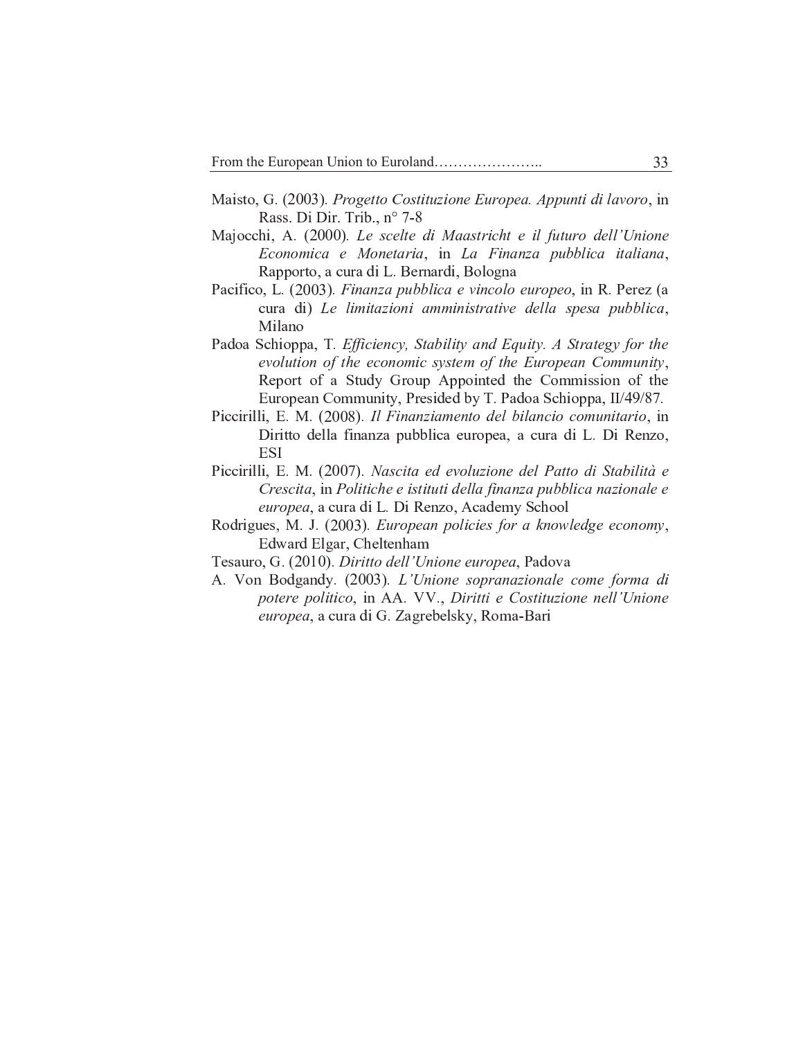Maisto, G. (2003). *Progetto Costituzione Europea. Appunti di lavoro*, in Rass. Di Dir. Trib., n° 7-8

Majocchi, A. (2000). *Le scelte di Maastricht e il futuro dell'Unione Economica e Monetaria*, in *La Finanza pubblica italiana*, Rapporto, a cura di L. Bernardi, Bologna

Pacifico, L. (2003). *Finanza pubblica e vincolo europeo*, in R. Perez (a cura di) *Le limitazioni amministrative della spesa pubblica*, Milano

Padoa Schioppa, T. *Efficiency, Stability and Equity. A Strategy for the evolution of the economic system of the European Community*, Report of a Study Group Appointed the Commission of the European Community, Presided by T. Padoa Schioppa, II/49/87.

Piccirilli, E. M. (2008). *Il Finanziamento del bilancio comunitario*, in Diritto della finanza pubblica europea, a cura di L. Di Renzo, ESI

Piccirilli, E. M. (2007). *Nascita ed evoluzione del Patto di Stabilità e Crescita*, in *Politiche e istituti della finanza pubblica nazionale e europea*, a cura di L. Di Renzo, Academy School

Rodrigues, M. J. (2003). *European policies for a knowledge economy*, Edward Elgar, Cheltenham

Tesauro, G. (2010). *Diritto dell'Unione europea*, Padova

A. Von Bodgandy. (2003). *L'Unione sopranazionale come forma di potere politico*, in AA. VV., *Diritti e Costituzione nell'Unione europea*, a cura di G. Zagrebelsky, Roma-Bari